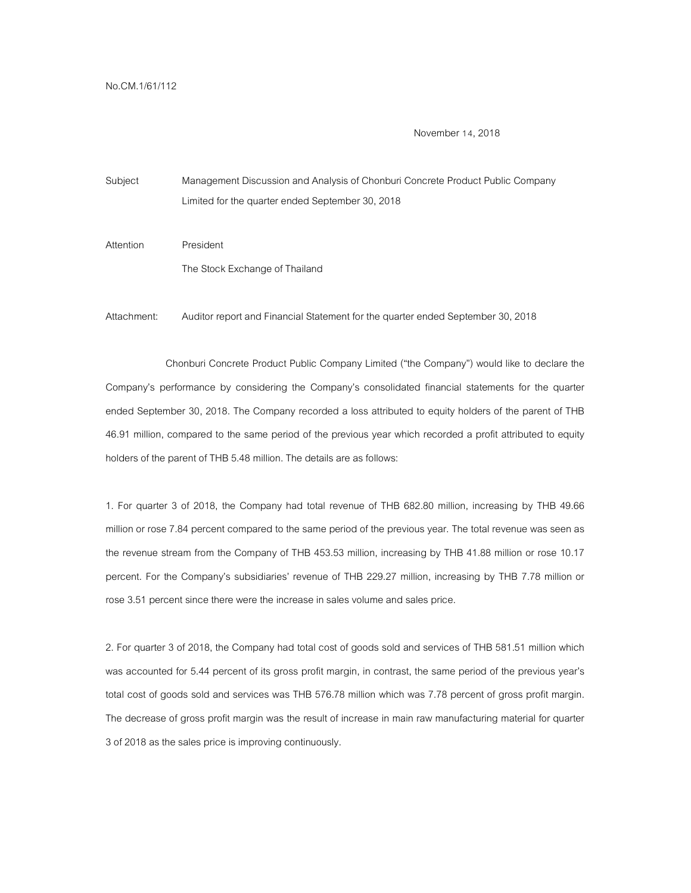No.CM.1/61/112

November 14, 2018

Subject Management Discussion and Analysis of Chonburi Concrete Product Public Company Limited for the quarter ended September 30, 2018

Attention President

The Stock Exchange of Thailand

Attachment: Auditor report and Financial Statement for the quarter ended September 30, 2018

Chonburi Concrete Product Public Company Limited ("the Company") would like to declare the Company's performance by considering the Company's consolidated financial statements for the quarter ended September 30, 2018. The Company recorded a loss attributed to equity holders of the parent of THB 46.91 million, compared to the same period of the previous year which recorded a profit attributed to equity holders of the parent of THB 5.48 million. The details are as follows:

1. For quarter 3 of 2018, the Company had total revenue of THB 682.80 million, increasing by THB 49.66 million or rose 7.84 percent compared to the same period of the previous year. The total revenue was seen as the revenue stream from the Company of THB 453.53 million, increasing by THB 41.88 million or rose 10.17 percent. For the Company's subsidiaries' revenue of THB 229.27 million, increasing by THB 7.78 million or rose 3.51 percent since there were the increase in sales volume and sales price.

2. For quarter 3 of 2018, the Company had total cost of goods sold and services of THB 581.51 million which was accounted for 5.44 percent of its gross profit margin, in contrast, the same period of the previous year's total cost of goods sold and services was THB 576.78 million which was 7.78 percent of gross profit margin. The decrease of gross profit margin was the result of increase in main raw manufacturing material for quarter 3 of 2018 as the sales price is improving continuously.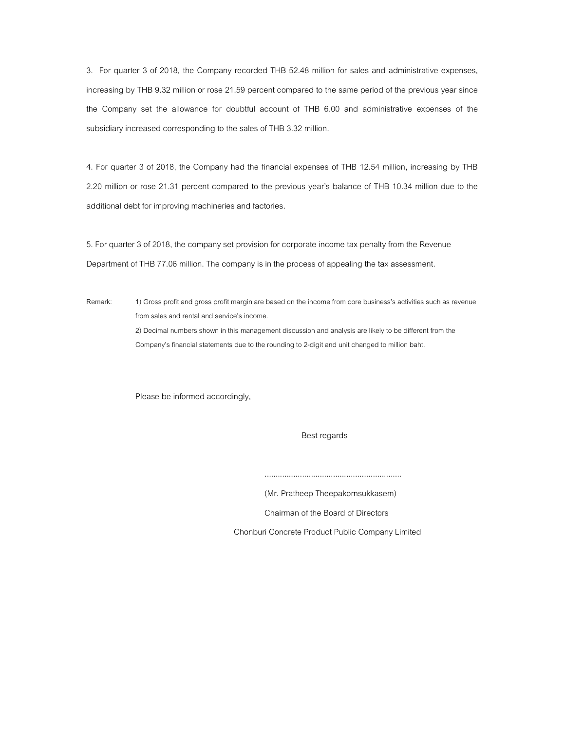3. For quarter 3 of 2018, the Company recorded THB 52.48 million for sales and administrative expenses, increasing by THB 9.32 million or rose 21.59 percent compared to the same period of the previous year since the Company set the allowance for doubtful account of THB 6.00 and administrative expenses of the subsidiary increased corresponding to the sales of THB 3.32 million.

4. For quarter 3 of 2018, the Company had the financial expenses of THB 12.54 million, increasing by THB 2.20 million or rose 21.31 percent compared to the previous year's balance of THB 10.34 million due to the additional debt for improving machineries and factories.

5. For quarter 3 of 2018, the company set provision for corporate income tax penalty from the Revenue Department of THB 77.06 million. The company is in the process of appealing the tax assessment.

Remark: 1) Gross profit and gross profit margin are based on the income from core business's activities such as revenue from sales and rental and service's income.
2) Decimal numbers shown in this management discussion and analysis are likely to be different from the Company's financial statements due to the rounding to 2-digit and unit changed to million baht.

Please be informed accordingly,

Best regards

..............................................................

(Mr. Pratheep Theepakornsukkasem)

Chairman of the Board of Directors

Chonburi Concrete Product Public Company Limited